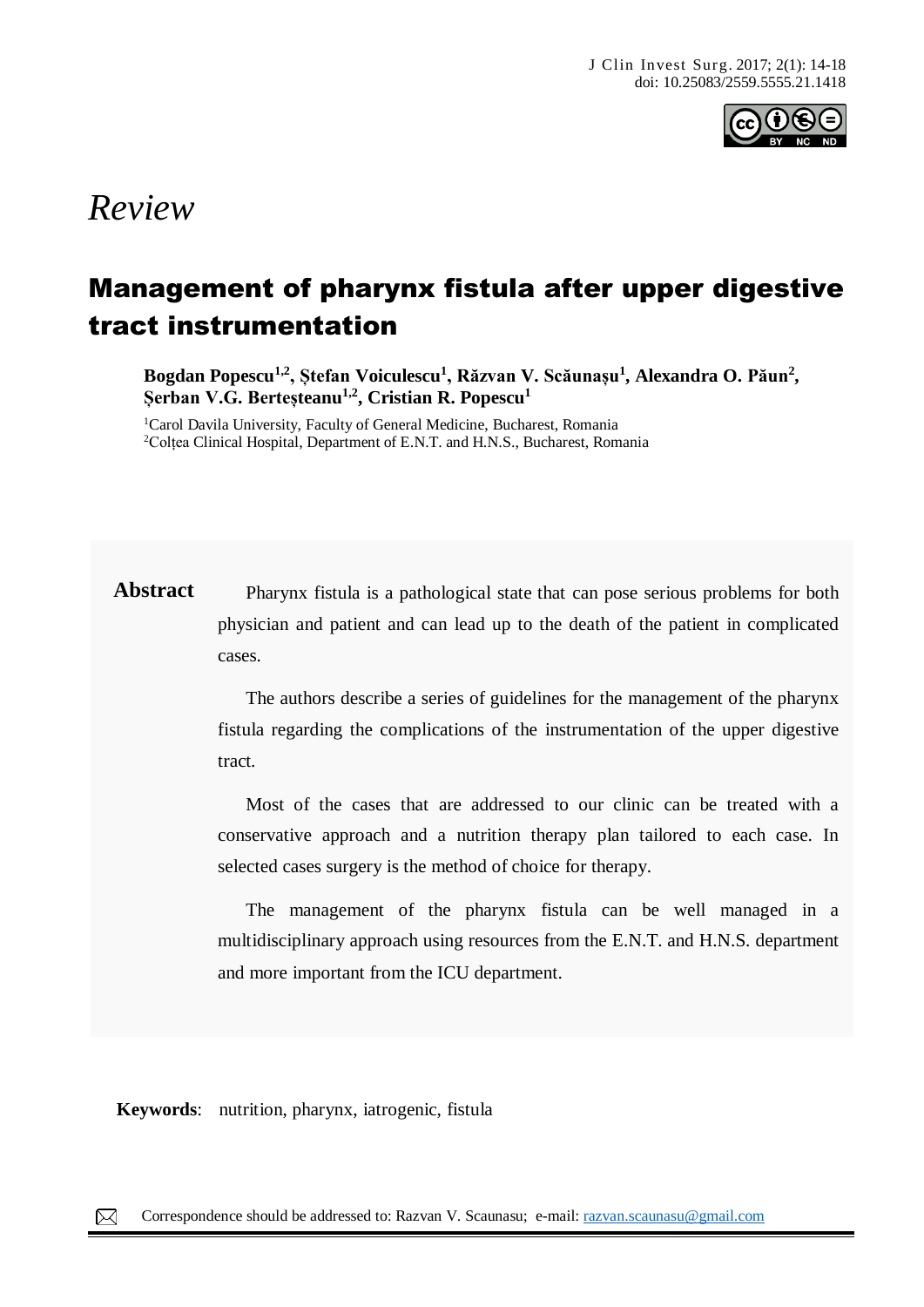*Review*

# Management of pharynx fistula after upper digestive tract instrumentation

**Bogdan Popescu[1,2], Ștefan Voiculescu[1], Răzvan V. Scăunașu[1], Alexandra O. Păun[2], Șerban V.G. Berteșteanu[1,2], Cristian R. Popescu[1]**

[1]Carol Davila University, Faculty of General Medicine, Bucharest, Romania
[2]Colțea Clinical Hospital, Department of E.N.T. and H.N.S., Bucharest, Romania

**Abstract**

Pharynx fistula is a pathological state that can pose serious problems for both physician and patient and can lead up to the death of the patient in complicated cases.

The authors describe a series of guidelines for the management of the pharynx fistula regarding the complications of the instrumentation of the upper digestive tract.

Most of the cases that are addressed to our clinic can be treated with a conservative approach and a nutrition therapy plan tailored to each case. In selected cases surgery is the method of choice for therapy.

The management of the pharynx fistula can be well managed in a multidisciplinary approach using resources from the E.N.T. and H.N.S. department and more important from the ICU department.

**Keywords**: nutrition, pharynx, iatrogenic, fistula

Correspondence should be addressed to: Razvan V. Scaunasu; e-mail: razvan.scaunasu@gmail.com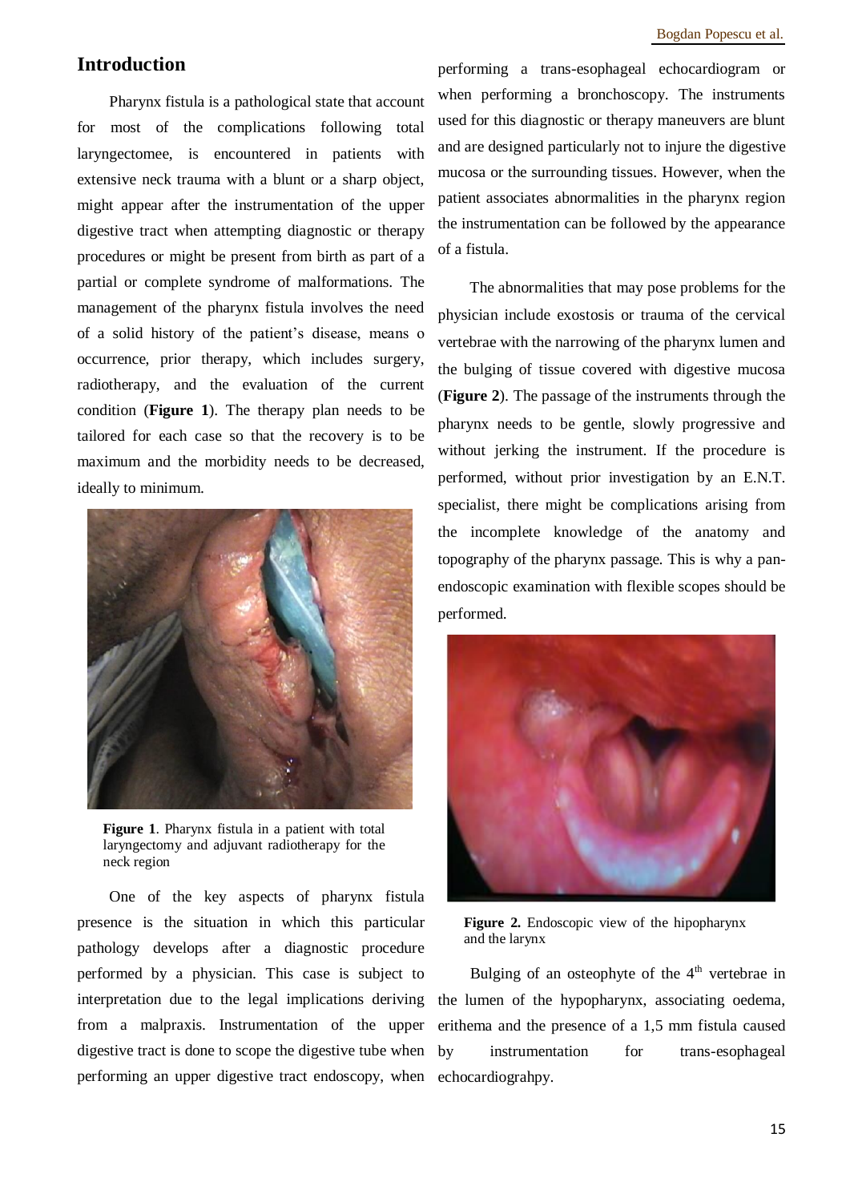## Introduction

Pharynx fistula is a pathological state that account for most of the complications following total laryngectomee, is encountered in patients with extensive neck trauma with a blunt or a sharp object, might appear after the instrumentation of the upper digestive tract when attempting diagnostic or therapy procedures or might be present from birth as part of a partial or complete syndrome of malformations. The management of the pharynx fistula involves the need of a solid history of the patient's disease, means o occurrence, prior therapy, which includes surgery, radiotherapy, and the evaluation of the current condition (**Figure 1**). The therapy plan needs to be tailored for each case so that the recovery is to be maximum and the morbidity needs to be decreased, ideally to minimum.

**Figure 1**. Pharynx fistula in a patient with total laryngectomy and adjuvant radiotherapy for the neck region

One of the key aspects of pharynx fistula presence is the situation in which this particular pathology develops after a diagnostic procedure performed by a physician. This case is subject to interpretation due to the legal implications deriving from a malpraxis. Instrumentation of the upper digestive tract is done to scope the digestive tube when performing an upper digestive tract endoscopy, when performing a trans-esophageal echocardiogram or when performing a bronchoscopy. The instruments used for this diagnostic or therapy maneuvers are blunt and are designed particularly not to injure the digestive mucosa or the surrounding tissues. However, when the patient associates abnormalities in the pharynx region the instrumentation can be followed by the appearance of a fistula.

The abnormalities that may pose problems for the physician include exostosis or trauma of the cervical vertebrae with the narrowing of the pharynx lumen and the bulging of tissue covered with digestive mucosa (**Figure 2**). The passage of the instruments through the pharynx needs to be gentle, slowly progressive and without jerking the instrument. If the procedure is performed, without prior investigation by an E.N.T. specialist, there might be complications arising from the incomplete knowledge of the anatomy and topography of the pharynx passage. This is why a pan-endoscopic examination with flexible scopes should be performed.

**Figure 2.** Endoscopic view of the hipopharynx and the larynx

Bulging of an osteophyte of the 4th vertebrae in the lumen of the hypopharynx, associating oedema, erithema and the presence of a 1,5 mm fistula caused by instrumentation for trans-esophageal echocardiograhpy.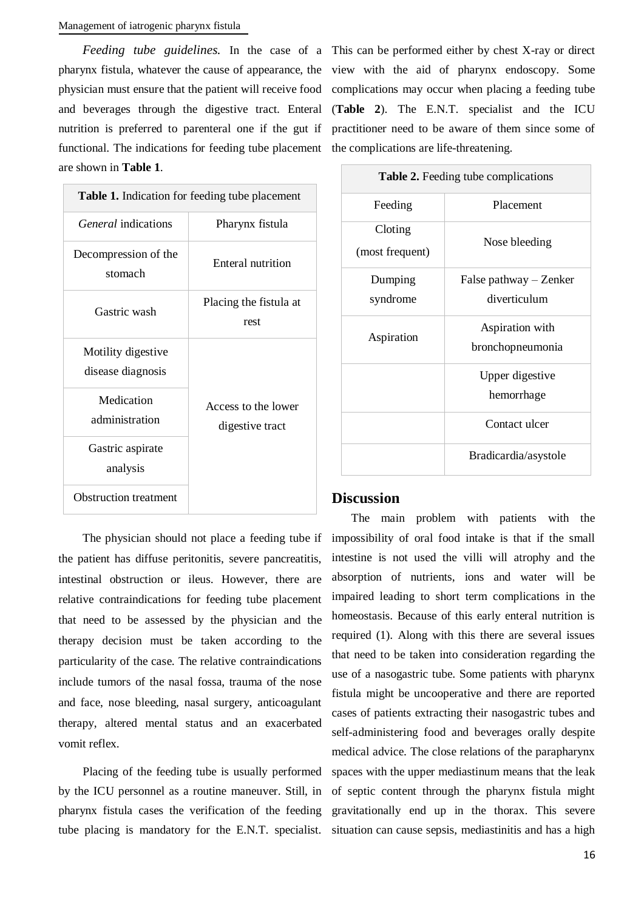*Feeding tube guidelines.* In the case of a pharynx fistula, whatever the cause of appearance, the physician must ensure that the patient will receive food and beverages through the digestive tract. Enteral nutrition is preferred to parenteral one if the gut if functional. The indications for feeding tube placement are shown in **Table 1**.

**Table 1.** Indication for feeding tube placement

| *General* indications | Pharynx fistula |
|---|---|
| Decompression of the stomach | Enteral nutrition |
| Gastric wash | Placing the fistula at rest |
| Motility digestive disease diagnosis | Access to the lower digestive tract |
| Medication administration | |
| Gastric aspirate analysis | |
| Obstruction treatment | |

The physician should not place a feeding tube if the patient has diffuse peritonitis, severe pancreatitis, intestinal obstruction or ileus. However, there are relative contraindications for feeding tube placement that need to be assessed by the physician and the therapy decision must be taken according to the particularity of the case. The relative contraindications include tumors of the nasal fossa, trauma of the nose and face, nose bleeding, nasal surgery, anticoagulant therapy, altered mental status and an exacerbated vomit reflex.

Placing of the feeding tube is usually performed by the ICU personnel as a routine maneuver. Still, in pharynx fistula cases the verification of the feeding tube placing is mandatory for the E.N.T. specialist. This can be performed either by chest X-ray or direct view with the aid of pharynx endoscopy. Some complications may occur when placing a feeding tube (**Table 2**). The E.N.T. specialist and the ICU practitioner need to be aware of them since some of the complications are life-threatening.

**Table 2.** Feeding tube complications

| Feeding | Placement |
|---|---|
| Cloting (most frequent) | Nose bleeding |
| Dumping syndrome | False pathway – Zenker diverticulum |
| Aspiration | Aspiration with bronchopneumonia |
| | Upper digestive hemorrhage |
| | Contact ulcer |
| | Bradicardia/asystole |

## Discussion

The main problem with patients with the impossibility of oral food intake is that if the small intestine is not used the villi will atrophy and the absorption of nutrients, ions and water will be impaired leading to short term complications in the homeostasis. Because of this early enteral nutrition is required (1). Along with this there are several issues that need to be taken into consideration regarding the use of a nasogastric tube. Some patients with pharynx fistula might be uncooperative and there are reported cases of patients extracting their nasogastric tubes and self-administering food and beverages orally despite medical advice. The close relations of the parapharynx spaces with the upper mediastinum means that the leak of septic content through the pharynx fistula might gravitationally end up in the thorax. This severe situation can cause sepsis, mediastinitis and has a high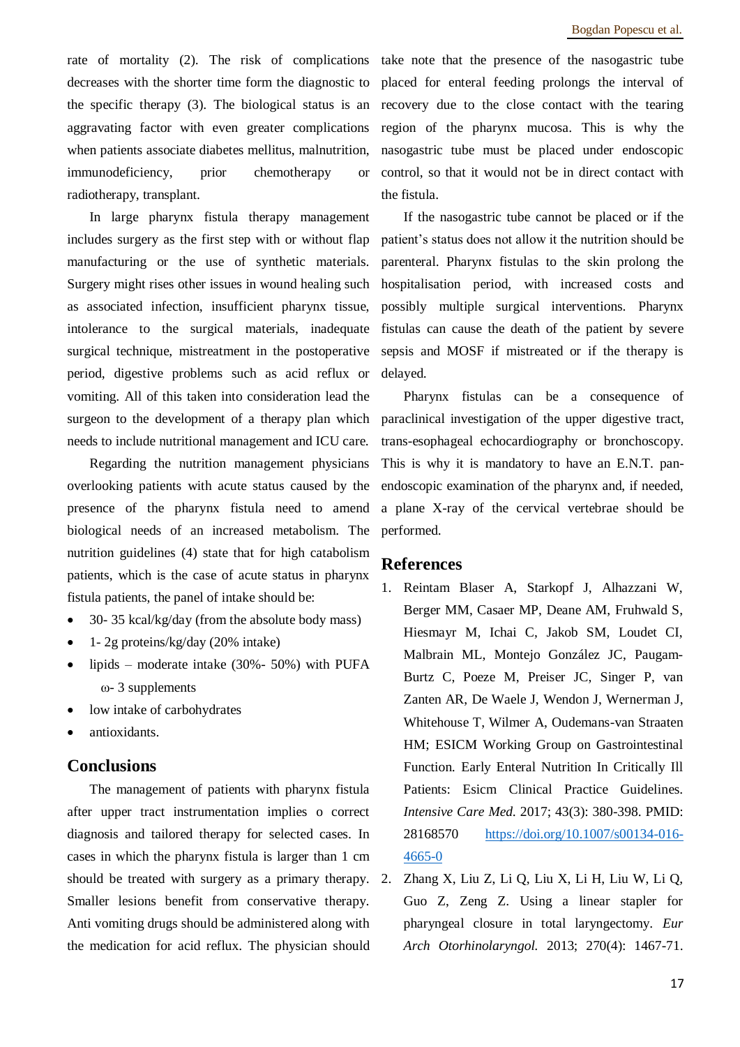rate of mortality (2). The risk of complications decreases with the shorter time form the diagnostic to the specific therapy (3). The biological status is an aggravating factor with even greater complications when patients associate diabetes mellitus, malnutrition, immunodeficiency, prior chemotherapy or radiotherapy, transplant.

In large pharynx fistula therapy management includes surgery as the first step with or without flap manufacturing or the use of synthetic materials. Surgery might rises other issues in wound healing such as associated infection, insufficient pharynx tissue, intolerance to the surgical materials, inadequate surgical technique, mistreatment in the postoperative period, digestive problems such as acid reflux or vomiting. All of this taken into consideration lead the surgeon to the development of a therapy plan which needs to include nutritional management and ICU care.

Regarding the nutrition management physicians overlooking patients with acute status caused by the presence of the pharynx fistula need to amend biological needs of an increased metabolism. The nutrition guidelines (4) state that for high catabolism patients, which is the case of acute status in pharynx fistula patients, the panel of intake should be:

- 30- 35 kcal/kg/day (from the absolute body mass)
- 1- 2g proteins/kg/day (20% intake)
- lipids – moderate intake (30%- 50%) with PUFA ω- 3 supplements
- low intake of carbohydrates
- antioxidants.

## Conclusions

The management of patients with pharynx fistula after upper tract instrumentation implies o correct diagnosis and tailored therapy for selected cases. In cases in which the pharynx fistula is larger than 1 cm should be treated with surgery as a primary therapy. Smaller lesions benefit from conservative therapy. Anti vomiting drugs should be administered along with the medication for acid reflux. The physician should take note that the presence of the nasogastric tube placed for enteral feeding prolongs the interval of recovery due to the close contact with the tearing region of the pharynx mucosa. This is why the nasogastric tube must be placed under endoscopic control, so that it would not be in direct contact with the fistula.

If the nasogastric tube cannot be placed or if the patient's status does not allow it the nutrition should be parenteral. Pharynx fistulas to the skin prolong the hospitalisation period, with increased costs and possibly multiple surgical interventions. Pharynx fistulas can cause the death of the patient by severe sepsis and MOSF if mistreated or if the therapy is delayed.

Pharynx fistulas can be a consequence of paraclinical investigation of the upper digestive tract, trans-esophageal echocardiography or bronchoscopy. This is why it is mandatory to have an E.N.T. pan-endoscopic examination of the pharynx and, if needed, a plane X-ray of the cervical vertebrae should be performed.

## References

1. Reintam Blaser A, Starkopf J, Alhazzani W, Berger MM, Casaer MP, Deane AM, Fruhwald S, Hiesmayr M, Ichai C, Jakob SM, Loudet CI, Malbrain ML, Montejo González JC, Paugam-Burtz C, Poeze M, Preiser JC, Singer P, van Zanten AR, De Waele J, Wendon J, Wernerman J, Whitehouse T, Wilmer A, Oudemans-van Straaten HM; ESICM Working Group on Gastrointestinal Function. Early Enteral Nutrition In Critically Ill Patients: Esicm Clinical Practice Guidelines. *Intensive Care Med.* 2017; 43(3): 380-398. PMID: 28168570 https://doi.org/10.1007/s00134-016-4665-0
2. Zhang X, Liu Z, Li Q, Liu X, Li H, Liu W, Li Q, Guo Z, Zeng Z. Using a linear stapler for pharyngeal closure in total laryngectomy. *Eur Arch Otorhinolaryngol.* 2013; 270(4): 1467-71.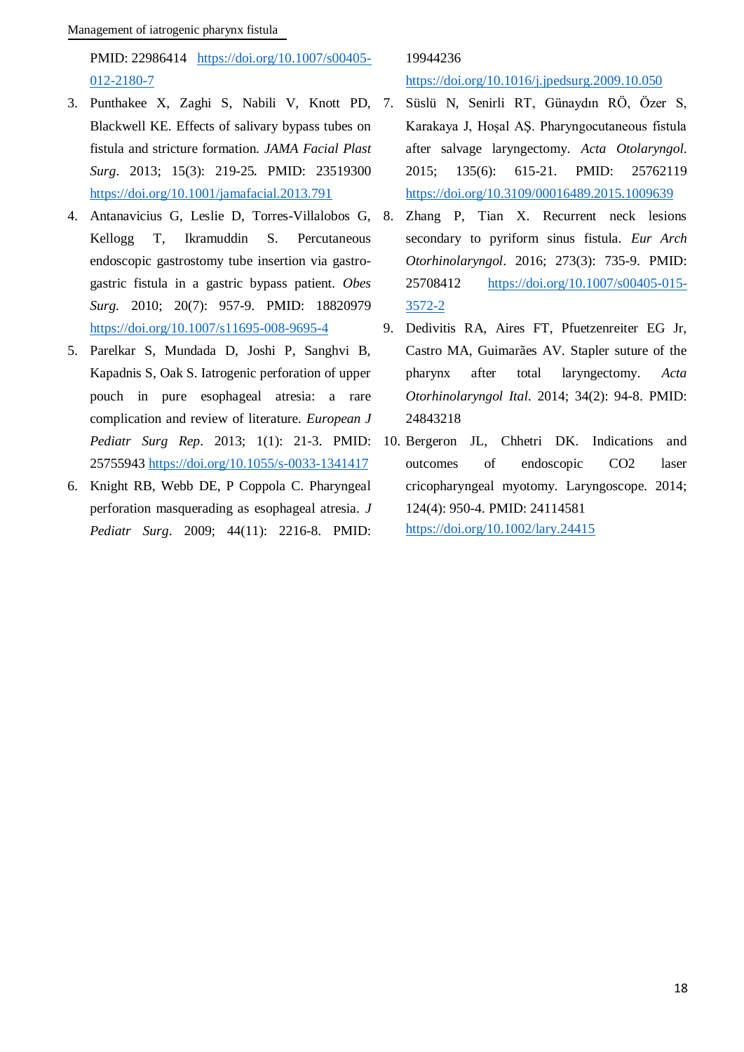PMID: 22986414 https://doi.org/10.1007/s00405-012-2180-7

3. Punthakee X, Zaghi S, Nabili V, Knott PD, Blackwell KE. Effects of salivary bypass tubes on fistula and stricture formation. *JAMA Facial Plast Surg*. 2013; 15(3): 219-25. PMID: 23519300 https://doi.org/10.1001/jamafacial.2013.791
4. Antanavicius G, Leslie D, Torres-Villalobos G, Kellogg T, Ikramuddin S. Percutaneous endoscopic gastrostomy tube insertion via gastro-gastric fistula in a gastric bypass patient. *Obes Surg*. 2010; 20(7): 957-9. PMID: 18820979 https://doi.org/10.1007/s11695-008-9695-4
5. Parelkar S, Mundada D, Joshi P, Sanghvi B, Kapadnis S, Oak S. Iatrogenic perforation of upper pouch in pure esophageal atresia: a rare complication and review of literature. *European J Pediatr Surg Rep*. 2013; 1(1): 21-3. PMID: 25755943 https://doi.org/10.1055/s-0033-1341417
6. Knight RB, Webb DE, P Coppola C. Pharyngeal perforation masquerading as esophageal atresia. *J Pediatr Surg*. 2009; 44(11): 2216-8. PMID: 19944236 https://doi.org/10.1016/j.jpedsurg.2009.10.050
7. Süslü N, Senirli RT, Günaydın RÖ, Özer S, Karakaya J, Hoşal AŞ. Pharyngocutaneous fistula after salvage laryngectomy. *Acta Otolaryngol*. 2015; 135(6): 615-21. PMID: 25762119 https://doi.org/10.3109/00016489.2015.1009639
8. Zhang P, Tian X. Recurrent neck lesions secondary to pyriform sinus fistula. *Eur Arch Otorhinolaryngol*. 2016; 273(3): 735-9. PMID: 25708412 https://doi.org/10.1007/s00405-015-3572-2
9. Dedivitis RA, Aires FT, Pfuetzenreiter EG Jr, Castro MA, Guimarães AV. Stapler suture of the pharynx after total laryngectomy. *Acta Otorhinolaryngol Ital*. 2014; 34(2): 94-8. PMID: 24843218
10. Bergeron JL, Chhetri DK. Indications and outcomes of endoscopic CO2 laser cricopharyngeal myotomy. Laryngoscope. 2014; 124(4): 950-4. PMID: 24114581 https://doi.org/10.1002/lary.24415